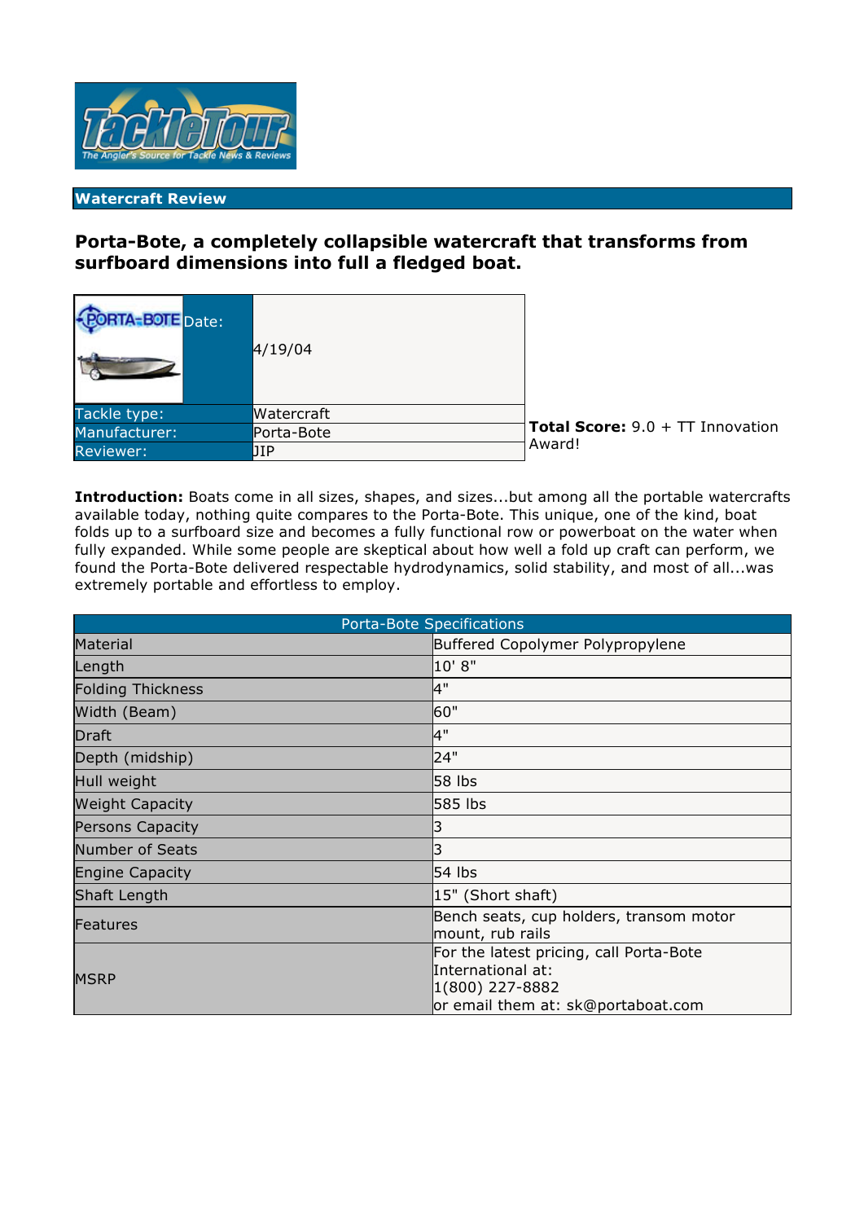## Watercraft Review

### Porta-Bote, a completely collapsible watercraft that transforms from surfboard dimensions into full a fledged boat.

| | |
|---|---|
| Date: | 4/19/04 |
| Tackle type: | Watercraft |
| Manufacturer: | Porta-Bote |
| Reviewer: | JIP |

**Total Score:** 9.0 + TT Innovation Award!

**Introduction:** Boats come in all sizes, shapes, and sizes...but among all the portable watercrafts available today, nothing quite compares to the Porta-Bote. This unique, one of the kind, boat folds up to a surfboard size and becomes a fully functional row or powerboat on the water when fully expanded. While some people are skeptical about how well a fold up craft can perform, we found the Porta-Bote delivered respectable hydrodynamics, solid stability, and most of all...was extremely portable and effortless to employ.

| Porta-Bote Specifications | |
|---|---|
| Material | Buffered Copolymer Polypropylene |
| Length | 10' 8" |
| Folding Thickness | 4" |
| Width (Beam) | 60" |
| Draft | 4" |
| Depth (midship) | 24" |
| Hull weight | 58 lbs |
| Weight Capacity | 585 lbs |
| Persons Capacity | 3 |
| Number of Seats | 3 |
| Engine Capacity | 54 lbs |
| Shaft Length | 15" (Short shaft) |
| Features | Bench seats, cup holders, transom motor mount, rub rails |
| MSRP | For the latest pricing, call Porta-Bote International at: 1(800) 227-8882 or email them at: sk@portaboat.com |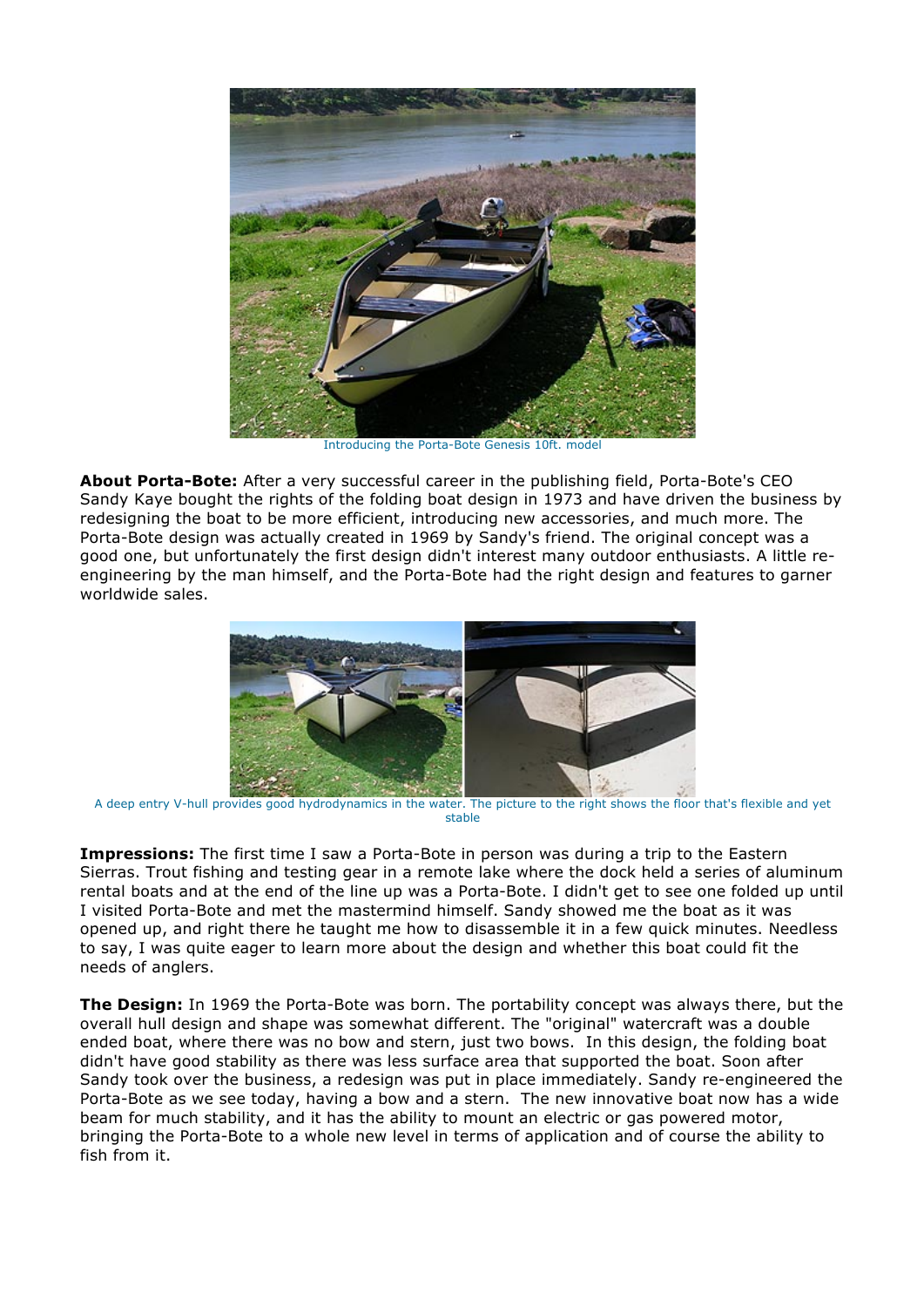Introducing the Porta-Bote Genesis 10ft. model

**About Porta-Bote:** After a very successful career in the publishing field, Porta-Bote's CEO Sandy Kaye bought the rights of the folding boat design in 1973 and have driven the business by redesigning the boat to be more efficient, introducing new accessories, and much more. The Porta-Bote design was actually created in 1969 by Sandy's friend. The original concept was a good one, but unfortunately the first design didn't interest many outdoor enthusiasts. A little re-engineering by the man himself, and the Porta-Bote had the right design and features to garner worldwide sales.

A deep entry V-hull provides good hydrodynamics in the water. The picture to the right shows the floor that's flexible and yet stable

**Impressions:** The first time I saw a Porta-Bote in person was during a trip to the Eastern Sierras. Trout fishing and testing gear in a remote lake where the dock held a series of aluminum rental boats and at the end of the line up was a Porta-Bote. I didn't get to see one folded up until I visited Porta-Bote and met the mastermind himself. Sandy showed me the boat as it was opened up, and right there he taught me how to disassemble it in a few quick minutes. Needless to say, I was quite eager to learn more about the design and whether this boat could fit the needs of anglers.

**The Design:** In 1969 the Porta-Bote was born. The portability concept was always there, but the overall hull design and shape was somewhat different. The "original" watercraft was a double ended boat, where there was no bow and stern, just two bows. In this design, the folding boat didn't have good stability as there was less surface area that supported the boat. Soon after Sandy took over the business, a redesign was put in place immediately. Sandy re-engineered the Porta-Bote as we see today, having a bow and a stern. The new innovative boat now has a wide beam for much stability, and it has the ability to mount an electric or gas powered motor, bringing the Porta-Bote to a whole new level in terms of application and of course the ability to fish from it.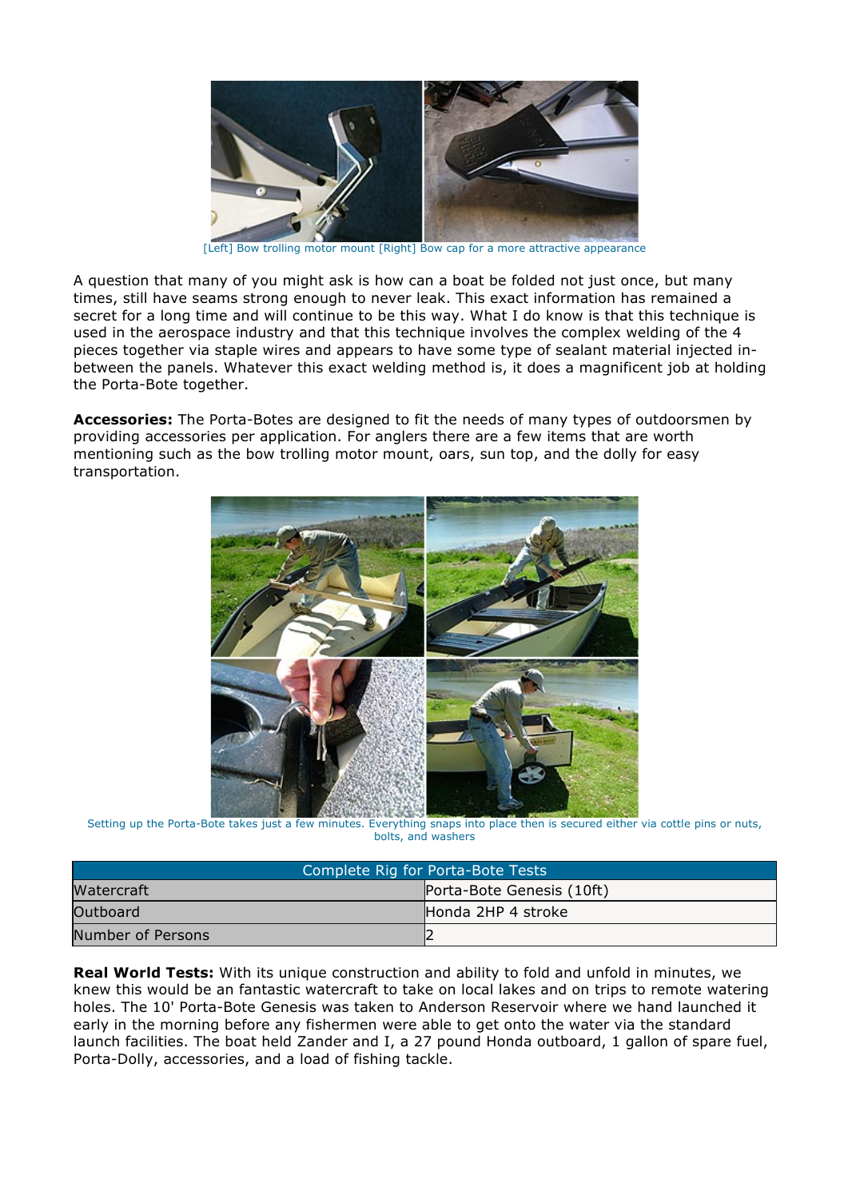[Left] Bow trolling motor mount [Right] Bow cap for a more attractive appearance

A question that many of you might ask is how can a boat be folded not just once, but many times, still have seams strong enough to never leak. This exact information has remained a secret for a long time and will continue to be this way. What I do know is that this technique is used in the aerospace industry and that this technique involves the complex welding of the 4 pieces together via staple wires and appears to have some type of sealant material injected in-between the panels. Whatever this exact welding method is, it does a magnificent job at holding the Porta-Bote together.

**Accessories:** The Porta-Botes are designed to fit the needs of many types of outdoorsmen by providing accessories per application. For anglers there are a few items that are worth mentioning such as the bow trolling motor mount, oars, sun top, and the dolly for easy transportation.

Setting up the Porta-Bote takes just a few minutes. Everything snaps into place then is secured either via cottle pins or nuts, bolts, and washers

| Complete Rig for Porta-Bote Tests | |
|---|---|
| Watercraft | Porta-Bote Genesis (10ft) |
| Outboard | Honda 2HP 4 stroke |
| Number of Persons | 2 |

**Real World Tests:** With its unique construction and ability to fold and unfold in minutes, we knew this would be an fantastic watercraft to take on local lakes and on trips to remote watering holes. The 10' Porta-Bote Genesis was taken to Anderson Reservoir where we hand launched it early in the morning before any fishermen were able to get onto the water via the standard launch facilities. The boat held Zander and I, a 27 pound Honda outboard, 1 gallon of spare fuel, Porta-Dolly, accessories, and a load of fishing tackle.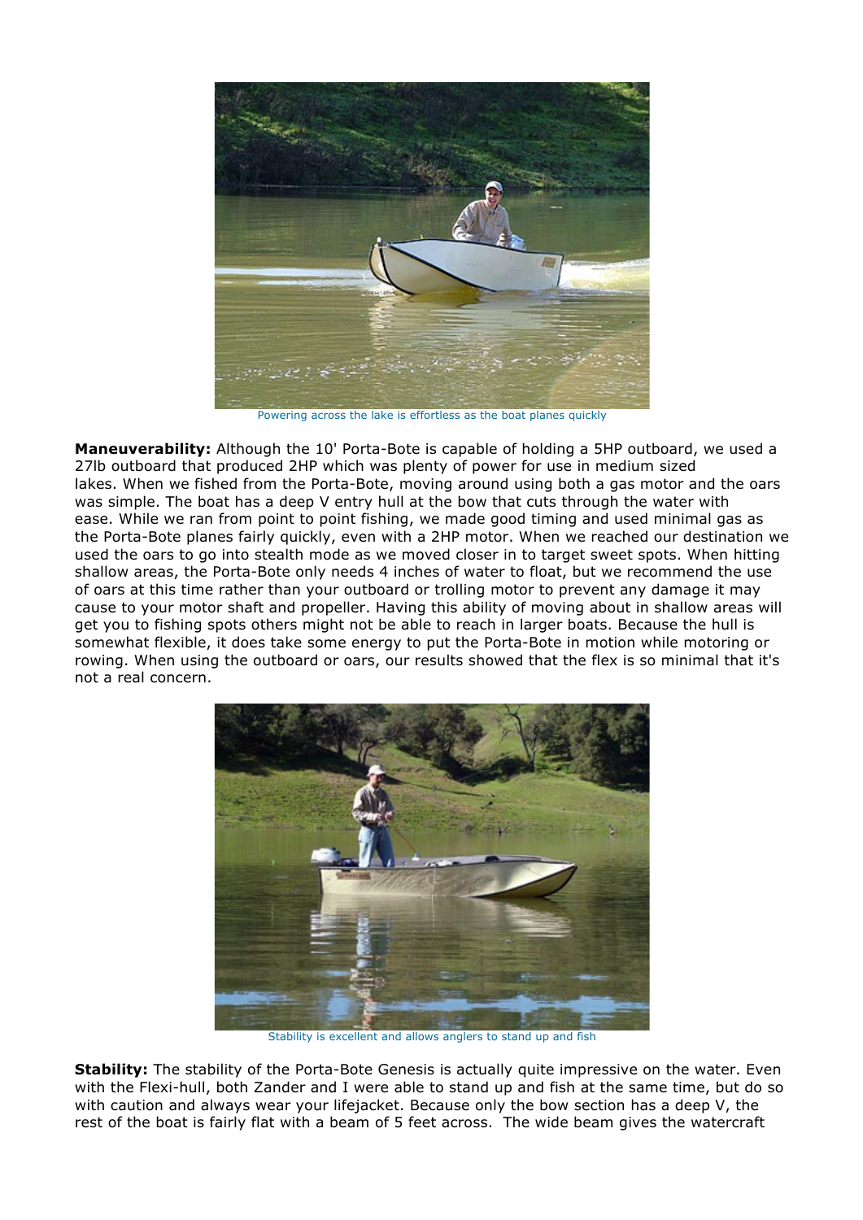Powering across the lake is effortless as the boat planes quickly

**Maneuverability:** Although the 10' Porta-Bote is capable of holding a 5HP outboard, we used a 27lb outboard that produced 2HP which was plenty of power for use in medium sized lakes. When we fished from the Porta-Bote, moving around using both a gas motor and the oars was simple. The boat has a deep V entry hull at the bow that cuts through the water with ease. While we ran from point to point fishing, we made good timing and used minimal gas as the Porta-Bote planes fairly quickly, even with a 2HP motor. When we reached our destination we used the oars to go into stealth mode as we moved closer in to target sweet spots. When hitting shallow areas, the Porta-Bote only needs 4 inches of water to float, but we recommend the use of oars at this time rather than your outboard or trolling motor to prevent any damage it may cause to your motor shaft and propeller. Having this ability of moving about in shallow areas will get you to fishing spots others might not be able to reach in larger boats. Because the hull is somewhat flexible, it does take some energy to put the Porta-Bote in motion while motoring or rowing. When using the outboard or oars, our results showed that the flex is so minimal that it's not a real concern.

Stability is excellent and allows anglers to stand up and fish

**Stability:** The stability of the Porta-Bote Genesis is actually quite impressive on the water. Even with the Flexi-hull, both Zander and I were able to stand up and fish at the same time, but do so with caution and always wear your lifejacket. Because only the bow section has a deep V, the rest of the boat is fairly flat with a beam of 5 feet across. The wide beam gives the watercraft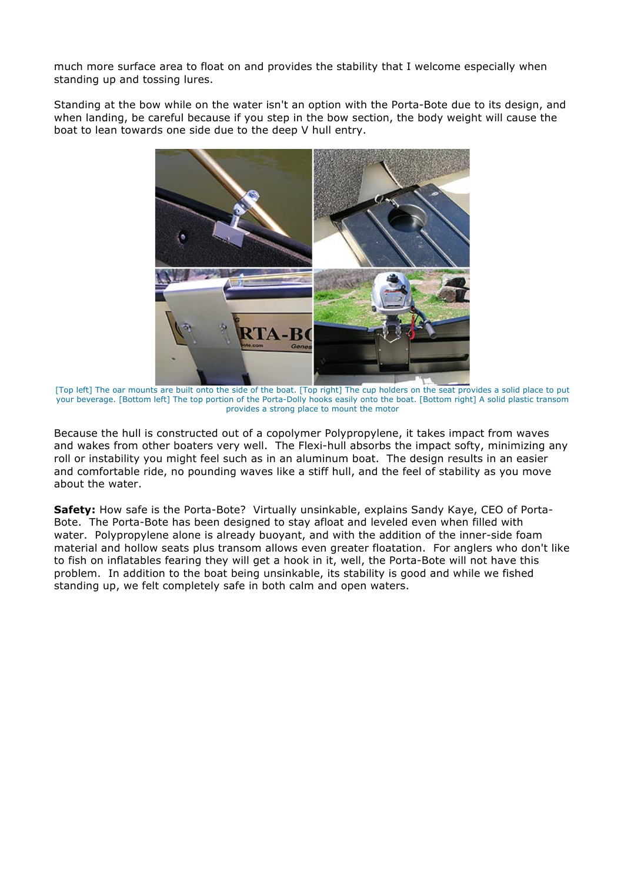much more surface area to float on and provides the stability that I welcome especially when standing up and tossing lures.

Standing at the bow while on the water isn't an option with the Porta-Bote due to its design, and when landing, be careful because if you step in the bow section, the body weight will cause the boat to lean towards one side due to the deep V hull entry.

[Top left] The oar mounts are built onto the side of the boat. [Top right] The cup holders on the seat provides a solid place to put your beverage. [Bottom left] The top portion of the Porta-Dolly hooks easily onto the boat. [Bottom right] A solid plastic transom provides a strong place to mount the motor

Because the hull is constructed out of a copolymer Polypropylene, it takes impact from waves and wakes from other boaters very well. The Flexi-hull absorbs the impact softy, minimizing any roll or instability you might feel such as in an aluminum boat. The design results in an easier and comfortable ride, no pounding waves like a stiff hull, and the feel of stability as you move about the water.

**Safety:** How safe is the Porta-Bote? Virtually unsinkable, explains Sandy Kaye, CEO of Porta-Bote. The Porta-Bote has been designed to stay afloat and leveled even when filled with water. Polypropylene alone is already buoyant, and with the addition of the inner-side foam material and hollow seats plus transom allows even greater floatation. For anglers who don't like to fish on inflatables fearing they will get a hook in it, well, the Porta-Bote will not have this problem. In addition to the boat being unsinkable, its stability is good and while we fished standing up, we felt completely safe in both calm and open waters.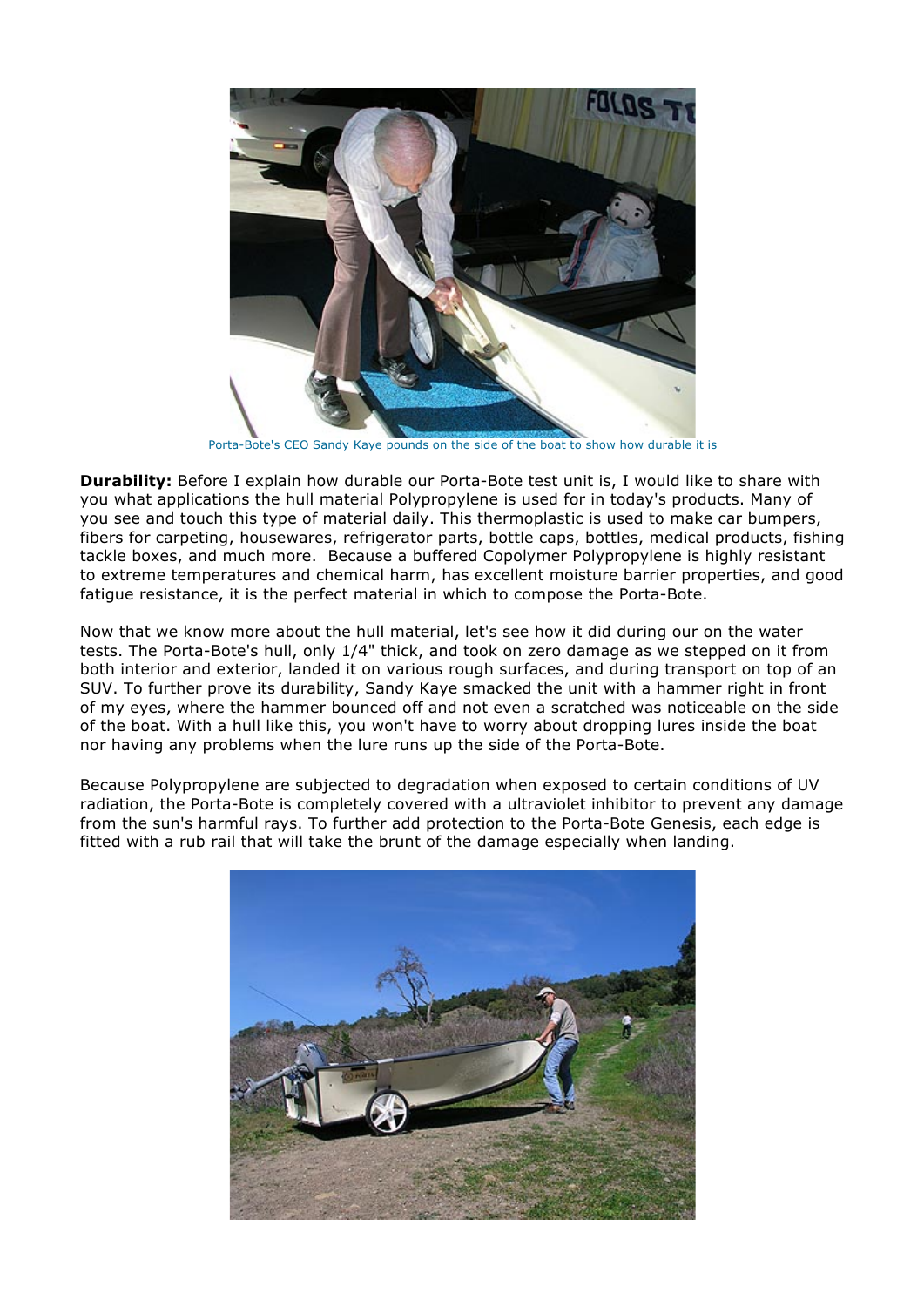Porta-Bote's CEO Sandy Kaye pounds on the side of the boat to show how durable it is

**Durability:** Before I explain how durable our Porta-Bote test unit is, I would like to share with you what applications the hull material Polypropylene is used for in today's products. Many of you see and touch this type of material daily. This thermoplastic is used to make car bumpers, fibers for carpeting, housewares, refrigerator parts, bottle caps, bottles, medical products, fishing tackle boxes, and much more. Because a buffered Copolymer Polypropylene is highly resistant to extreme temperatures and chemical harm, has excellent moisture barrier properties, and good fatigue resistance, it is the perfect material in which to compose the Porta-Bote.

Now that we know more about the hull material, let's see how it did during our on the water tests. The Porta-Bote's hull, only 1/4" thick, and took on zero damage as we stepped on it from both interior and exterior, landed it on various rough surfaces, and during transport on top of an SUV. To further prove its durability, Sandy Kaye smacked the unit with a hammer right in front of my eyes, where the hammer bounced off and not even a scratched was noticeable on the side of the boat. With a hull like this, you won't have to worry about dropping lures inside the boat nor having any problems when the lure runs up the side of the Porta-Bote.

Because Polypropylene are subjected to degradation when exposed to certain conditions of UV radiation, the Porta-Bote is completely covered with a ultraviolet inhibitor to prevent any damage from the sun's harmful rays. To further add protection to the Porta-Bote Genesis, each edge is fitted with a rub rail that will take the brunt of the damage especially when landing.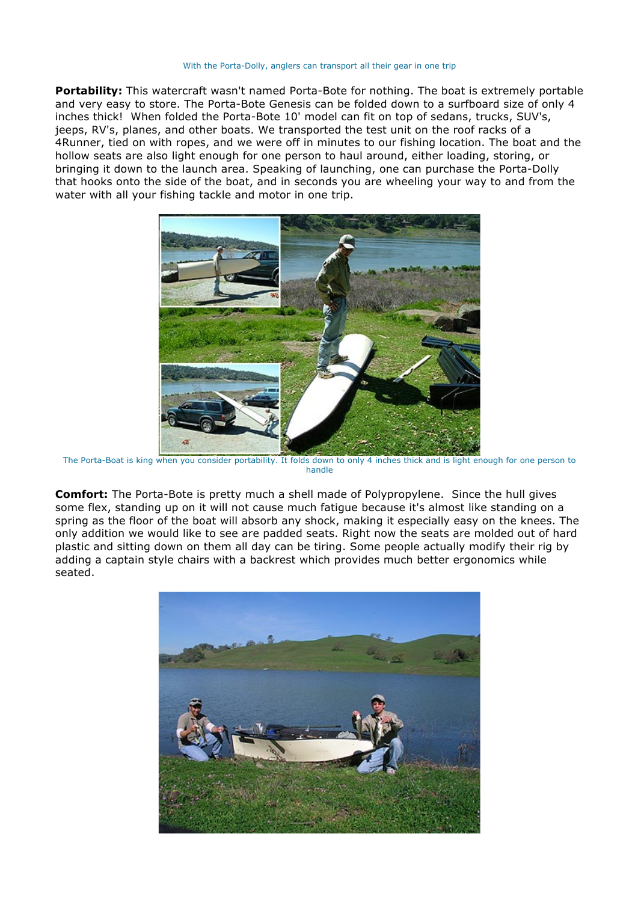With the Porta-Dolly, anglers can transport all their gear in one trip

**Portability:** This watercraft wasn't named Porta-Bote for nothing. The boat is extremely portable and very easy to store. The Porta-Bote Genesis can be folded down to a surfboard size of only 4 inches thick!  When folded the Porta-Bote 10' model can fit on top of sedans, trucks, SUV's, jeeps, RV's, planes, and other boats. We transported the test unit on the roof racks of a 4Runner, tied on with ropes, and we were off in minutes to our fishing location. The boat and the hollow seats are also light enough for one person to haul around, either loading, storing, or bringing it down to the launch area. Speaking of launching, one can purchase the Porta-Dolly that hooks onto the side of the boat, and in seconds you are wheeling your way to and from the water with all your fishing tackle and motor in one trip.

The Porta-Boat is king when you consider portability. It folds down to only 4 inches thick and is light enough for one person to handle

**Comfort:** The Porta-Bote is pretty much a shell made of Polypropylene.  Since the hull gives some flex, standing up on it will not cause much fatigue because it's almost like standing on a spring as the floor of the boat will absorb any shock, making it especially easy on the knees. The only addition we would like to see are padded seats. Right now the seats are molded out of hard plastic and sitting down on them all day can be tiring. Some people actually modify their rig by adding a captain style chairs with a backrest which provides much better ergonomics while seated.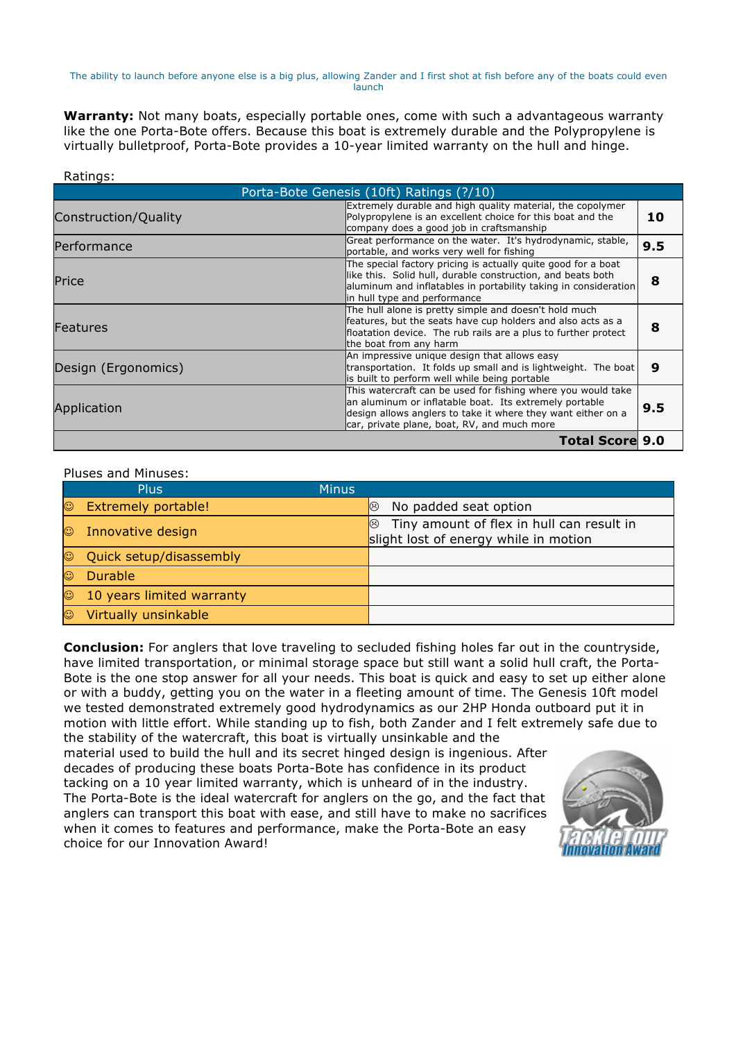The ability to launch before anyone else is a big plus, allowing Zander and I first shot at fish before any of the boats could even launch

**Warranty:** Not many boats, especially portable ones, come with such a advantageous warranty like the one Porta-Bote offers. Because this boat is extremely durable and the Polypropylene is virtually bulletproof, Porta-Bote provides a 10-year limited warranty on the hull and hinge.

Ratings:

| Porta-Bote Genesis (10ft) Ratings (?/10) | | |
|---|---|---|
| Construction/Quality | Extremely durable and high quality material, the copolymer Polypropylene is an excellent choice for this boat and the company does a good job in craftsmanship | **10** |
| Performance | Great performance on the water. It's hydrodynamic, stable, portable, and works very well for fishing | **9.5** |
| Price | The special factory pricing is actually quite good for a boat like this. Solid hull, durable construction, and beats both aluminum and inflatables in portability taking in consideration in hull type and performance | **8** |
| Features | The hull alone is pretty simple and doesn't hold much features, but the seats have cup holders and also acts as a floatation device. The rub rails are a plus to further protect the boat from any harm | **8** |
| Design (Ergonomics) | An impressive unique design that allows easy transportation. It folds up small and is lightweight. The boat is built to perform well while being portable | **9** |
| Application | This watercraft can be used for fishing where you would take an aluminum or inflatable boat. Its extremely portable design allows anglers to take it where they want either on a car, private plane, boat, RV, and much more | **9.5** |
| | **Total Score** | **9.0** |

Pluses and Minuses:

| Plus | Minus |
|---|---|
| ☺ Extremely portable! | ☹ No padded seat option |
| ☺ Innovative design | ☹ Tiny amount of flex in hull can result in slight lost of energy while in motion |
| ☺ Quick setup/disassembly | |
| ☺ Durable | |
| ☺ 10 years limited warranty | |
| ☺ Virtually unsinkable | |

**Conclusion:** For anglers that love traveling to secluded fishing holes far out in the countryside, have limited transportation, or minimal storage space but still want a solid hull craft, the Porta-Bote is the one stop answer for all your needs. This boat is quick and easy to set up either alone or with a buddy, getting you on the water in a fleeting amount of time. The Genesis 10ft model we tested demonstrated extremely good hydrodynamics as our 2HP Honda outboard put it in motion with little effort. While standing up to fish, both Zander and I felt extremely safe due to the stability of the watercraft, this boat is virtually unsinkable and the material used to build the hull and its secret hinged design is ingenious. After decades of producing these boats Porta-Bote has confidence in its product tacking on a 10 year limited warranty, which is unheard of in the industry. The Porta-Bote is the ideal watercraft for anglers on the go, and the fact that anglers can transport this boat with ease, and still have to make no sacrifices when it comes to features and performance, make the Porta-Bote an easy choice for our Innovation Award!

TackleTour Innovation Award